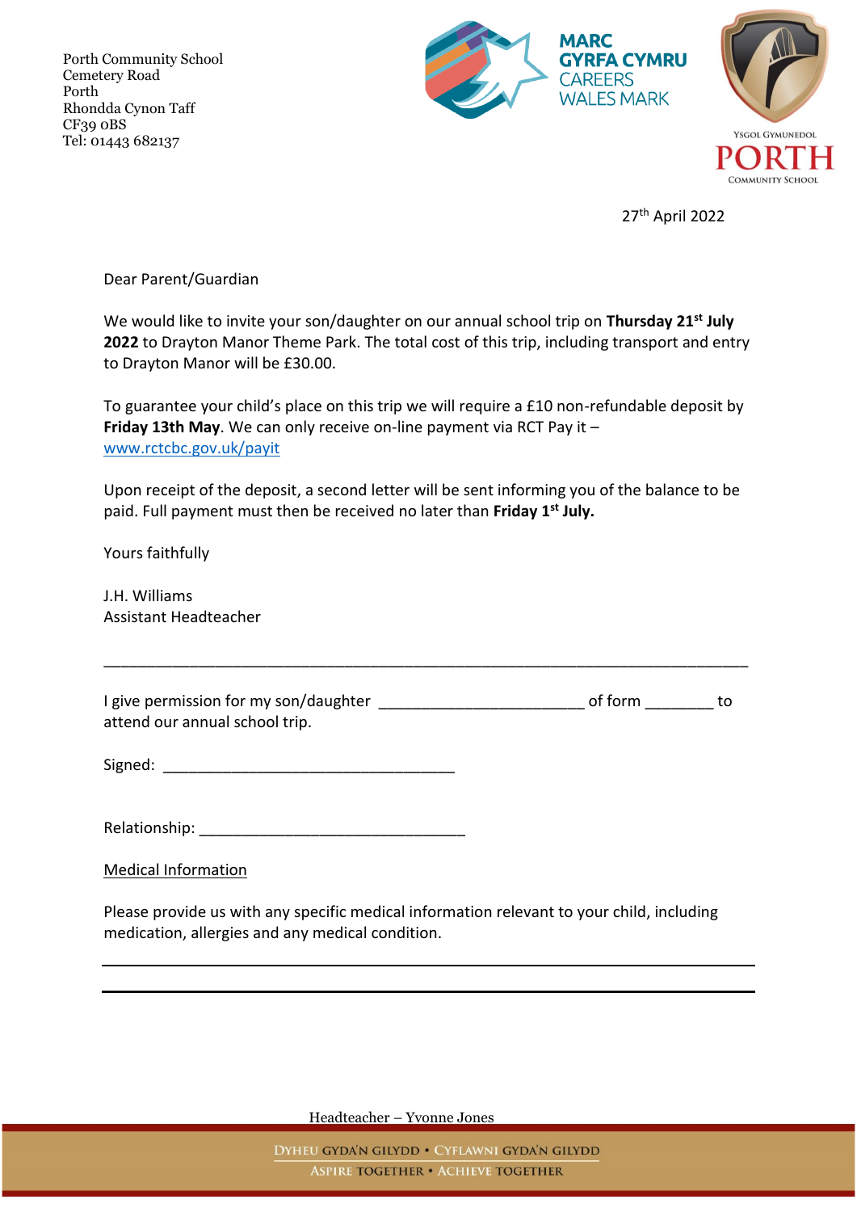Porth Community School
Cemetery Road
Porth
Rhondda Cynon Taff
CF39 0BS
Tel: 01443 682137

MARC GYRFA CYMRU CAREERS WALES MARK

YSGOL GYMUNEDOL PORTH COMMUNITY SCHOOL

27th April 2022

Dear Parent/Guardian

We would like to invite your son/daughter on our annual school trip on **Thursday 21st July 2022** to Drayton Manor Theme Park. The total cost of this trip, including transport and entry to Drayton Manor will be £30.00.

To guarantee your child's place on this trip we will require a £10 non-refundable deposit by **Friday 13th May**. We can only receive on-line payment via RCT Pay it – [www.rctcbc.gov.uk/payit](www.rctcbc.gov.uk/payit)

Upon receipt of the deposit, a second letter will be sent informing you of the balance to be paid. Full payment must then be received no later than **Friday 1st July.**

Yours faithfully

J.H. Williams
Assistant Headteacher

---

I give permission for my son/daughter ________________________ of form ________ to attend our annual school trip.

Signed: __________________________________

Relationship: _______________________________

Medical Information

Please provide us with any specific medical information relevant to your child, including medication, allergies and any medical condition.

_______________________________________________________________________

_______________________________________________________________________

Headteacher – Yvonne Jones

DYHEU GYDA'N GILYDD • CYFLAWNI GYDA'N GILYDD
ASPIRE TOGETHER • ACHIEVE TOGETHER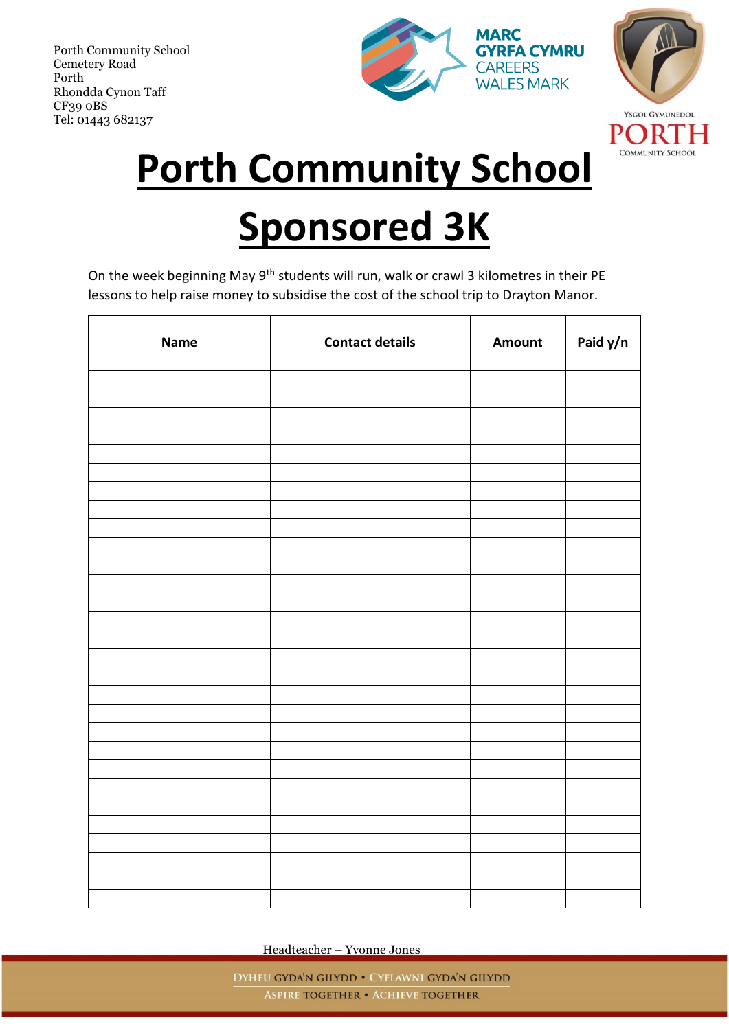Porth Community School
Cemetery Road
Porth
Rhondda Cynon Taff
CF39 0BS
Tel: 01443 682137

MARC GYRFA CYMRU CAREERS WALES MARK

YSGOL GYMUNEDOL PORTH COMMUNITY SCHOOL

# Porth Community School

# Sponsored 3K

On the week beginning May 9th students will run, walk or crawl 3 kilometres in their PE lessons to help raise money to subsidise the cost of the school trip to Drayton Manor.

| Name | Contact details | Amount | Paid y/n |
|---|---|---|---|
| | | | |
| | | | |
| | | | |
| | | | |
| | | | |
| | | | |
| | | | |
| | | | |
| | | | |
| | | | |
| | | | |
| | | | |
| | | | |
| | | | |
| | | | |
| | | | |
| | | | |
| | | | |
| | | | |
| | | | |
| | | | |
| | | | |
| | | | |
| | | | |
| | | | |
| | | | |
| | | | |
| | | | |
| | | | |
| | | | |
| | | | |

Headteacher – Yvonne Jones

DYHEU GYDA'N GILYDD • CYFLAWNI GYDA'N GILYDD
ASPIRE TOGETHER • ACHIEVE TOGETHER